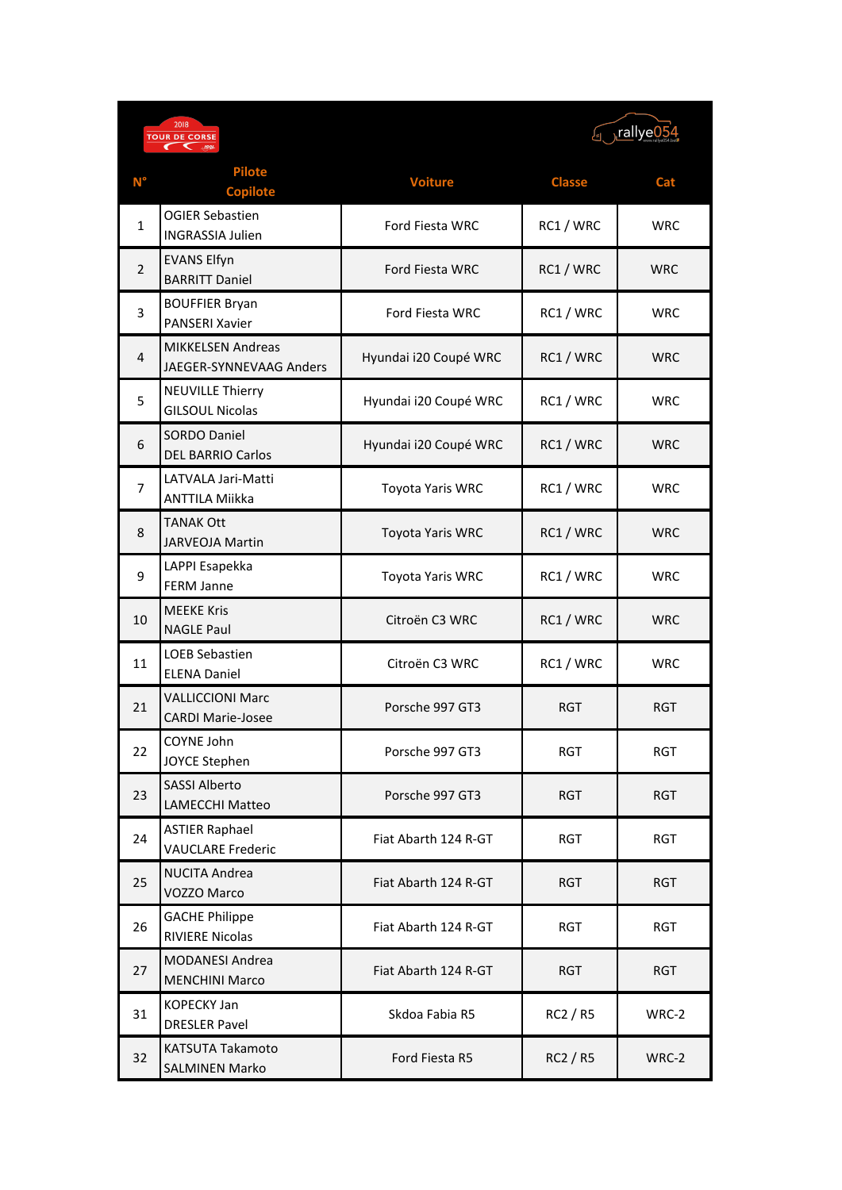| N° | Pilote<br>Copilote | Voiture | Classe | Cat |
|---|---|---|---|---|
| 1 | OGIER Sebastien<br>INGRASSIA Julien | Ford Fiesta WRC | RC1 / WRC | WRC |
| 2 | EVANS Elfyn<br>BARRITT Daniel | Ford Fiesta WRC | RC1 / WRC | WRC |
| 3 | BOUFFIER Bryan<br>PANSERI Xavier | Ford Fiesta WRC | RC1 / WRC | WRC |
| 4 | MIKKELSEN Andreas<br>JAEGER-SYNNEVAAG Anders | Hyundai i20 Coupé WRC | RC1 / WRC | WRC |
| 5 | NEUVILLE Thierry<br>GILSOUL Nicolas | Hyundai i20 Coupé WRC | RC1 / WRC | WRC |
| 6 | SORDO Daniel<br>DEL BARRIO Carlos | Hyundai i20 Coupé WRC | RC1 / WRC | WRC |
| 7 | LATVALA Jari-Matti<br>ANTTILA Miikka | Toyota Yaris WRC | RC1 / WRC | WRC |
| 8 | TANAK Ott<br>JARVEOJA Martin | Toyota Yaris WRC | RC1 / WRC | WRC |
| 9 | LAPPI Esapekka<br>FERM Janne | Toyota Yaris WRC | RC1 / WRC | WRC |
| 10 | MEEKE Kris<br>NAGLE Paul | Citroën C3 WRC | RC1 / WRC | WRC |
| 11 | LOEB Sebastien<br>ELENA Daniel | Citroën C3 WRC | RC1 / WRC | WRC |
| 21 | VALLICCIONI Marc<br>CARDI Marie-Josee | Porsche 997 GT3 | RGT | RGT |
| 22 | COYNE John<br>JOYCE Stephen | Porsche 997 GT3 | RGT | RGT |
| 23 | SASSI Alberto<br>LAMECCHI Matteo | Porsche 997 GT3 | RGT | RGT |
| 24 | ASTIER Raphael<br>VAUCLARE Frederic | Fiat Abarth 124 R-GT | RGT | RGT |
| 25 | NUCITA Andrea<br>VOZZO Marco | Fiat Abarth 124 R-GT | RGT | RGT |
| 26 | GACHE Philippe<br>RIVIERE Nicolas | Fiat Abarth 124 R-GT | RGT | RGT |
| 27 | MODANESI Andrea<br>MENCHINI Marco | Fiat Abarth 124 R-GT | RGT | RGT |
| 31 | KOPECKY Jan<br>DRESLER Pavel | Skdoa Fabia R5 | RC2 / R5 | WRC-2 |
| 32 | KATSUTA Takamoto<br>SALMINEN Marko | Ford Fiesta R5 | RC2 / R5 | WRC-2 |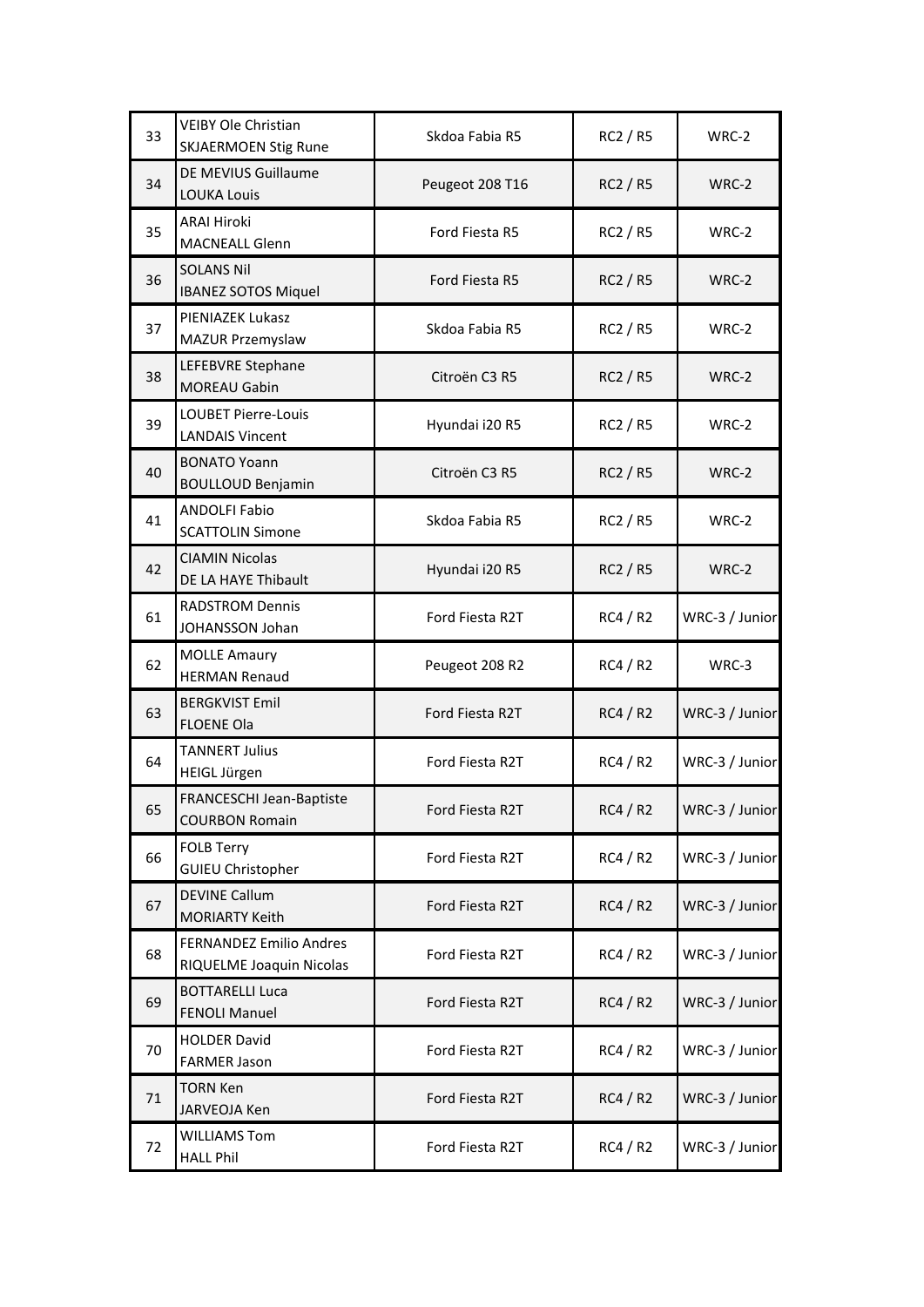| 33 | VEIBY Ole Christian<br>SKJAERMOEN Stig Rune | Skdoa Fabia R5 | RC2 / R5 | WRC-2 |
|---|---|---|---|---|
| 34 | DE MEVIUS Guillaume<br>LOUKA Louis | Peugeot 208 T16 | RC2 / R5 | WRC-2 |
| 35 | ARAI Hiroki<br>MACNEALL Glenn | Ford Fiesta R5 | RC2 / R5 | WRC-2 |
| 36 | SOLANS Nil<br>IBANEZ SOTOS Miquel | Ford Fiesta R5 | RC2 / R5 | WRC-2 |
| 37 | PIENIAZEK Lukasz<br>MAZUR Przemyslaw | Skdoa Fabia R5 | RC2 / R5 | WRC-2 |
| 38 | LEFEBVRE Stephane<br>MOREAU Gabin | Citroën C3 R5 | RC2 / R5 | WRC-2 |
| 39 | LOUBET Pierre-Louis<br>LANDAIS Vincent | Hyundai i20 R5 | RC2 / R5 | WRC-2 |
| 40 | BONATO Yoann<br>BOULLOUD Benjamin | Citroën C3 R5 | RC2 / R5 | WRC-2 |
| 41 | ANDOLFI Fabio<br>SCATTOLIN Simone | Skdoa Fabia R5 | RC2 / R5 | WRC-2 |
| 42 | CIAMIN Nicolas<br>DE LA HAYE Thibault | Hyundai i20 R5 | RC2 / R5 | WRC-2 |
| 61 | RADSTROM Dennis<br>JOHANSSON Johan | Ford Fiesta R2T | RC4 / R2 | WRC-3 / Junior |
| 62 | MOLLE Amaury<br>HERMAN Renaud | Peugeot 208 R2 | RC4 / R2 | WRC-3 |
| 63 | BERGKVIST Emil<br>FLOENE Ola | Ford Fiesta R2T | RC4 / R2 | WRC-3 / Junior |
| 64 | TANNERT Julius<br>HEIGL Jürgen | Ford Fiesta R2T | RC4 / R2 | WRC-3 / Junior |
| 65 | FRANCESCHI Jean-Baptiste<br>COURBON Romain | Ford Fiesta R2T | RC4 / R2 | WRC-3 / Junior |
| 66 | FOLB Terry<br>GUIEU Christopher | Ford Fiesta R2T | RC4 / R2 | WRC-3 / Junior |
| 67 | DEVINE Callum<br>MORIARTY Keith | Ford Fiesta R2T | RC4 / R2 | WRC-3 / Junior |
| 68 | FERNANDEZ Emilio Andres<br>RIQUELME Joaquin Nicolas | Ford Fiesta R2T | RC4 / R2 | WRC-3 / Junior |
| 69 | BOTTARELLI Luca<br>FENOLI Manuel | Ford Fiesta R2T | RC4 / R2 | WRC-3 / Junior |
| 70 | HOLDER David<br>FARMER Jason | Ford Fiesta R2T | RC4 / R2 | WRC-3 / Junior |
| 71 | TORN Ken<br>JARVEOJA Ken | Ford Fiesta R2T | RC4 / R2 | WRC-3 / Junior |
| 72 | WILLIAMS Tom<br>HALL Phil | Ford Fiesta R2T | RC4 / R2 | WRC-3 / Junior |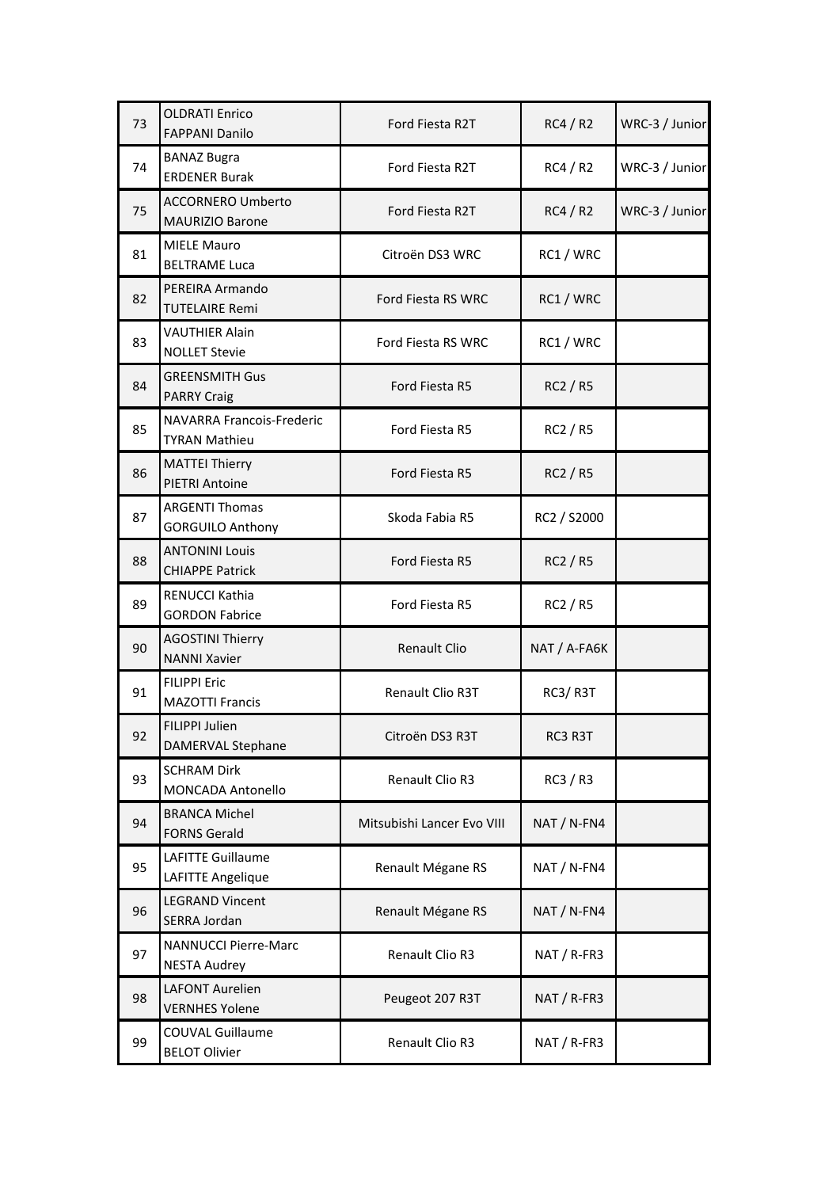| | | | | |
|---|---|---|---|---|
| 73 | OLDRATI Enrico<br>FAPPANI Danilo | Ford Fiesta R2T | RC4 / R2 | WRC-3 / Junior |
| 74 | BANAZ Bugra<br>ERDENER Burak | Ford Fiesta R2T | RC4 / R2 | WRC-3 / Junior |
| 75 | ACCORNERO Umberto<br>MAURIZIO Barone | Ford Fiesta R2T | RC4 / R2 | WRC-3 / Junior |
| 81 | MIELE Mauro<br>BELTRAME Luca | Citroën DS3 WRC | RC1 / WRC | |
| 82 | PEREIRA Armando<br>TUTELAIRE Remi | Ford Fiesta RS WRC | RC1 / WRC | |
| 83 | VAUTHIER Alain<br>NOLLET Stevie | Ford Fiesta RS WRC | RC1 / WRC | |
| 84 | GREENSMITH Gus<br>PARRY Craig | Ford Fiesta R5 | RC2 / R5 | |
| 85 | NAVARRA Francois-Frederic<br>TYRAN Mathieu | Ford Fiesta R5 | RC2 / R5 | |
| 86 | MATTEI Thierry<br>PIETRI Antoine | Ford Fiesta R5 | RC2 / R5 | |
| 87 | ARGENTI Thomas<br>GORGUILO Anthony | Skoda Fabia R5 | RC2 / S2000 | |
| 88 | ANTONINI Louis<br>CHIAPPE Patrick | Ford Fiesta R5 | RC2 / R5 | |
| 89 | RENUCCI Kathia<br>GORDON Fabrice | Ford Fiesta R5 | RC2 / R5 | |
| 90 | AGOSTINI Thierry<br>NANNI Xavier | Renault Clio | NAT / A-FA6K | |
| 91 | FILIPPI Eric<br>MAZOTTI Francis | Renault Clio R3T | RC3/ R3T | |
| 92 | FILIPPI Julien<br>DAMERVAL Stephane | Citroën DS3 R3T | RC3 R3T | |
| 93 | SCHRAM Dirk<br>MONCADA Antonello | Renault Clio R3 | RC3 / R3 | |
| 94 | BRANCA Michel<br>FORNS Gerald | Mitsubishi Lancer Evo VIII | NAT / N-FN4 | |
| 95 | LAFITTE Guillaume<br>LAFITTE Angelique | Renault Mégane RS | NAT / N-FN4 | |
| 96 | LEGRAND Vincent<br>SERRA Jordan | Renault Mégane RS | NAT / N-FN4 | |
| 97 | NANNUCCI Pierre-Marc<br>NESTA Audrey | Renault Clio R3 | NAT / R-FR3 | |
| 98 | LAFONT Aurelien<br>VERNHES Yolene | Peugeot 207 R3T | NAT / R-FR3 | |
| 99 | COUVAL Guillaume<br>BELOT Olivier | Renault Clio R3 | NAT / R-FR3 | |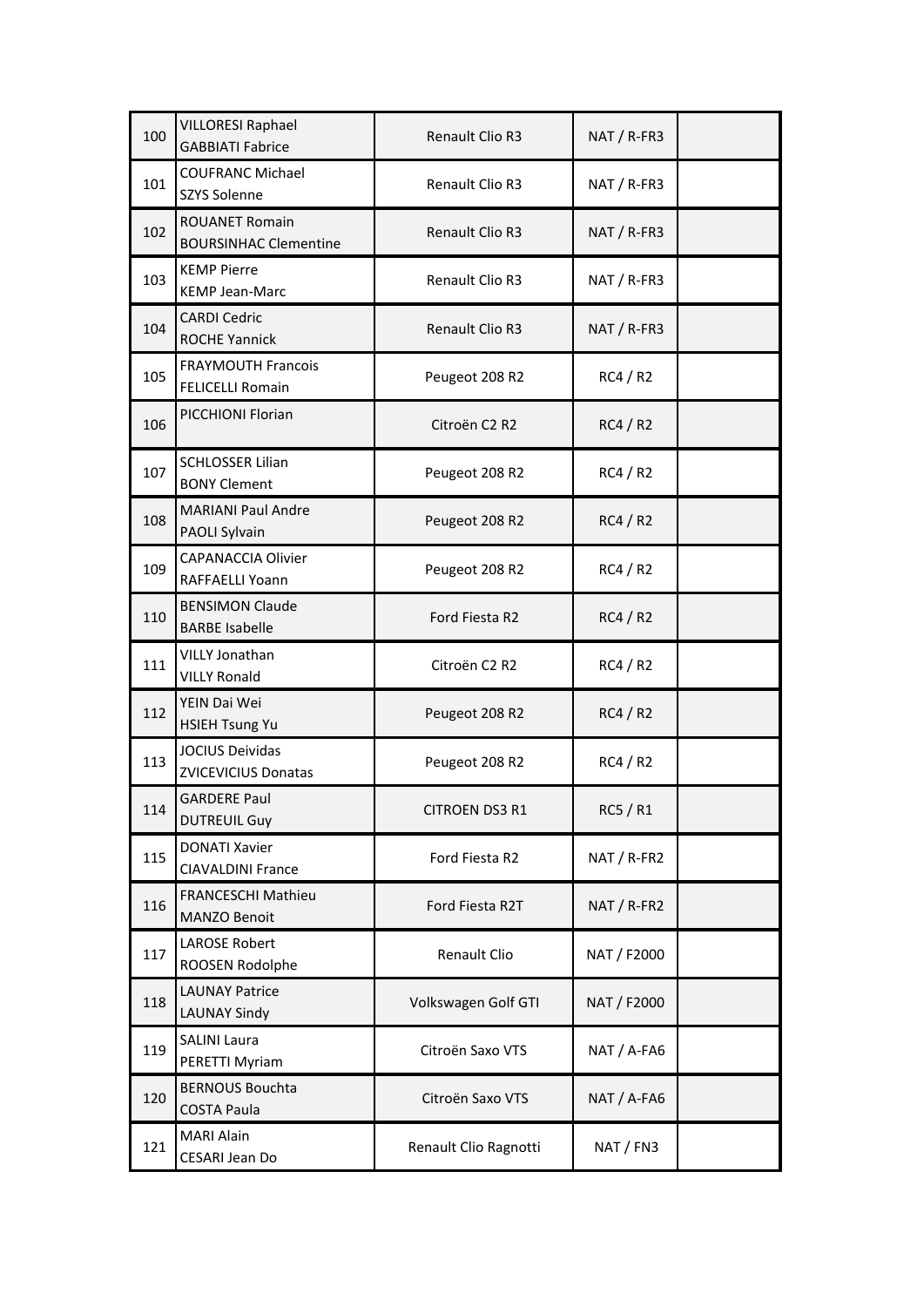| | | | | |
|---|---|---|---|---|
| 100 | VILLORESI Raphael<br>GABBIATI Fabrice | Renault Clio R3 | NAT / R-FR3 | |
| 101 | COUFRANC Michael<br>SZYS Solenne | Renault Clio R3 | NAT / R-FR3 | |
| 102 | ROUANET Romain<br>BOURSINHAC Clementine | Renault Clio R3 | NAT / R-FR3 | |
| 103 | KEMP Pierre<br>KEMP Jean-Marc | Renault Clio R3 | NAT / R-FR3 | |
| 104 | CARDI Cedric<br>ROCHE Yannick | Renault Clio R3 | NAT / R-FR3 | |
| 105 | FRAYMOUTH Francois<br>FELICELLI Romain | Peugeot 208 R2 | RC4 / R2 | |
| 106 | PICCHIONI Florian | Citroën C2 R2 | RC4 / R2 | |
| 107 | SCHLOSSER Lilian<br>BONY Clement | Peugeot 208 R2 | RC4 / R2 | |
| 108 | MARIANI Paul Andre<br>PAOLI Sylvain | Peugeot 208 R2 | RC4 / R2 | |
| 109 | CAPANACCIA Olivier<br>RAFFAELLI Yoann | Peugeot 208 R2 | RC4 / R2 | |
| 110 | BENSIMON Claude<br>BARBE Isabelle | Ford Fiesta R2 | RC4 / R2 | |
| 111 | VILLY Jonathan<br>VILLY Ronald | Citroën C2 R2 | RC4 / R2 | |
| 112 | YEIN Dai Wei<br>HSIEH Tsung Yu | Peugeot 208 R2 | RC4 / R2 | |
| 113 | JOCIUS Deividas<br>ZVICEVICIUS Donatas | Peugeot 208 R2 | RC4 / R2 | |
| 114 | GARDERE Paul<br>DUTREUIL Guy | CITROEN DS3 R1 | RC5 / R1 | |
| 115 | DONATI Xavier<br>CIAVALDINI France | Ford Fiesta R2 | NAT / R-FR2 | |
| 116 | FRANCESCHI Mathieu<br>MANZO Benoit | Ford Fiesta R2T | NAT / R-FR2 | |
| 117 | LAROSE Robert<br>ROOSEN Rodolphe | Renault Clio | NAT / F2000 | |
| 118 | LAUNAY Patrice<br>LAUNAY Sindy | Volkswagen Golf GTI | NAT / F2000 | |
| 119 | SALINI Laura<br>PERETTI Myriam | Citroën Saxo VTS | NAT / A-FA6 | |
| 120 | BERNOUS Bouchta<br>COSTA Paula | Citroën Saxo VTS | NAT / A-FA6 | |
| 121 | MARI Alain<br>CESARI Jean Do | Renault Clio Ragnotti | NAT / FN3 | |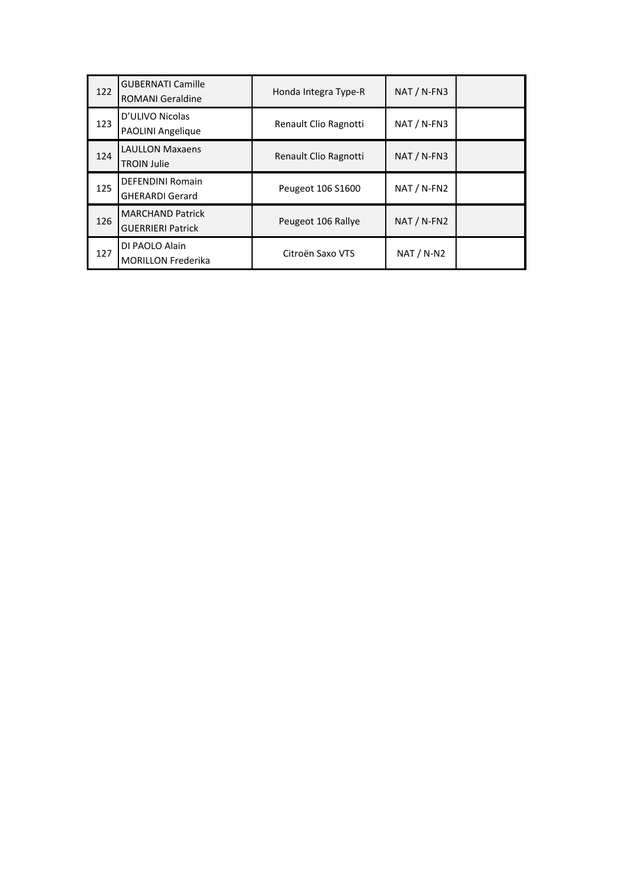| | | | | |
|---|---|---|---|---|
| 122 | GUBERNATI Camille<br>ROMANI Geraldine | Honda Integra Type-R | NAT / N-FN3 | |
| 123 | D'ULIVO Nicolas<br>PAOLINI Angelique | Renault Clio Ragnotti | NAT / N-FN3 | |
| 124 | LAULLON Maxaens<br>TROIN Julie | Renault Clio Ragnotti | NAT / N-FN3 | |
| 125 | DEFENDINI Romain<br>GHERARDI Gerard | Peugeot 106 S1600 | NAT / N-FN2 | |
| 126 | MARCHAND Patrick<br>GUERRIERI Patrick | Peugeot 106 Rallye | NAT / N-FN2 | |
| 127 | DI PAOLO Alain<br>MORILLON Frederika | Citroën Saxo VTS | NAT / N-N2 | |